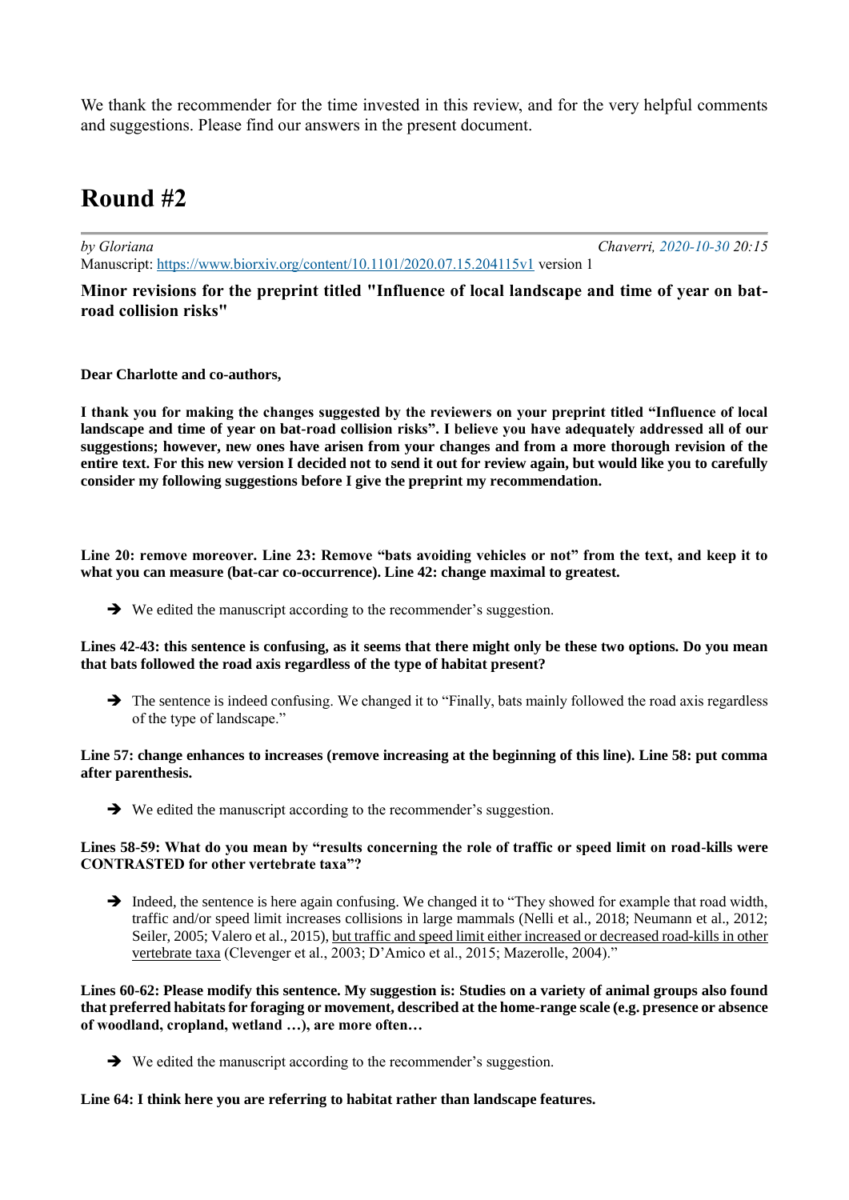We thank the recommender for the time invested in this review, and for the very helpful comments and suggestions. Please find our answers in the present document.

# Round #2

*by Gloriana Chaverri, 2020-10-30 20:15*

Manuscript: https://www.biorxiv.org/content/10.1101/2020.07.15.204115v1 version 1

**Minor revisions for the preprint titled "Influence of local landscape and time of year on bat-road collision risks"**

**Dear Charlotte and co-authors,**

**I thank you for making the changes suggested by the reviewers on your preprint titled "Influence of local landscape and time of year on bat-road collision risks". I believe you have adequately addressed all of our suggestions; however, new ones have arisen from your changes and from a more thorough revision of the entire text. For this new version I decided not to send it out for review again, but would like you to carefully consider my following suggestions before I give the preprint my recommendation.**

**Line 20: remove moreover. Line 23: Remove "bats avoiding vehicles or not" from the text, and keep it to what you can measure (bat-car co-occurrence). Line 42: change maximal to greatest.**

- ➔ We edited the manuscript according to the recommender's suggestion.

**Lines 42-43: this sentence is confusing, as it seems that there might only be these two options. Do you mean that bats followed the road axis regardless of the type of habitat present?**

- ➔ The sentence is indeed confusing. We changed it to "Finally, bats mainly followed the road axis regardless of the type of landscape."

**Line 57: change enhances to increases (remove increasing at the beginning of this line). Line 58: put comma after parenthesis.**

- ➔ We edited the manuscript according to the recommender's suggestion.

**Lines 58-59: What do you mean by "results concerning the role of traffic or speed limit on road-kills were CONTRASTED for other vertebrate taxa"?**

- ➔ Indeed, the sentence is here again confusing. We changed it to "They showed for example that road width, traffic and/or speed limit increases collisions in large mammals (Nelli et al., 2018; Neumann et al., 2012; Seiler, 2005; Valero et al., 2015), <u>but traffic and speed limit either increased or decreased road-kills in other vertebrate taxa</u> (Clevenger et al., 2003; D'Amico et al., 2015; Mazerolle, 2004)."

**Lines 60-62: Please modify this sentence. My suggestion is: Studies on a variety of animal groups also found that preferred habitats for foraging or movement, described at the home-range scale (e.g. presence or absence of woodland, cropland, wetland …), are more often…**

- ➔ We edited the manuscript according to the recommender's suggestion.

**Line 64: I think here you are referring to habitat rather than landscape features.**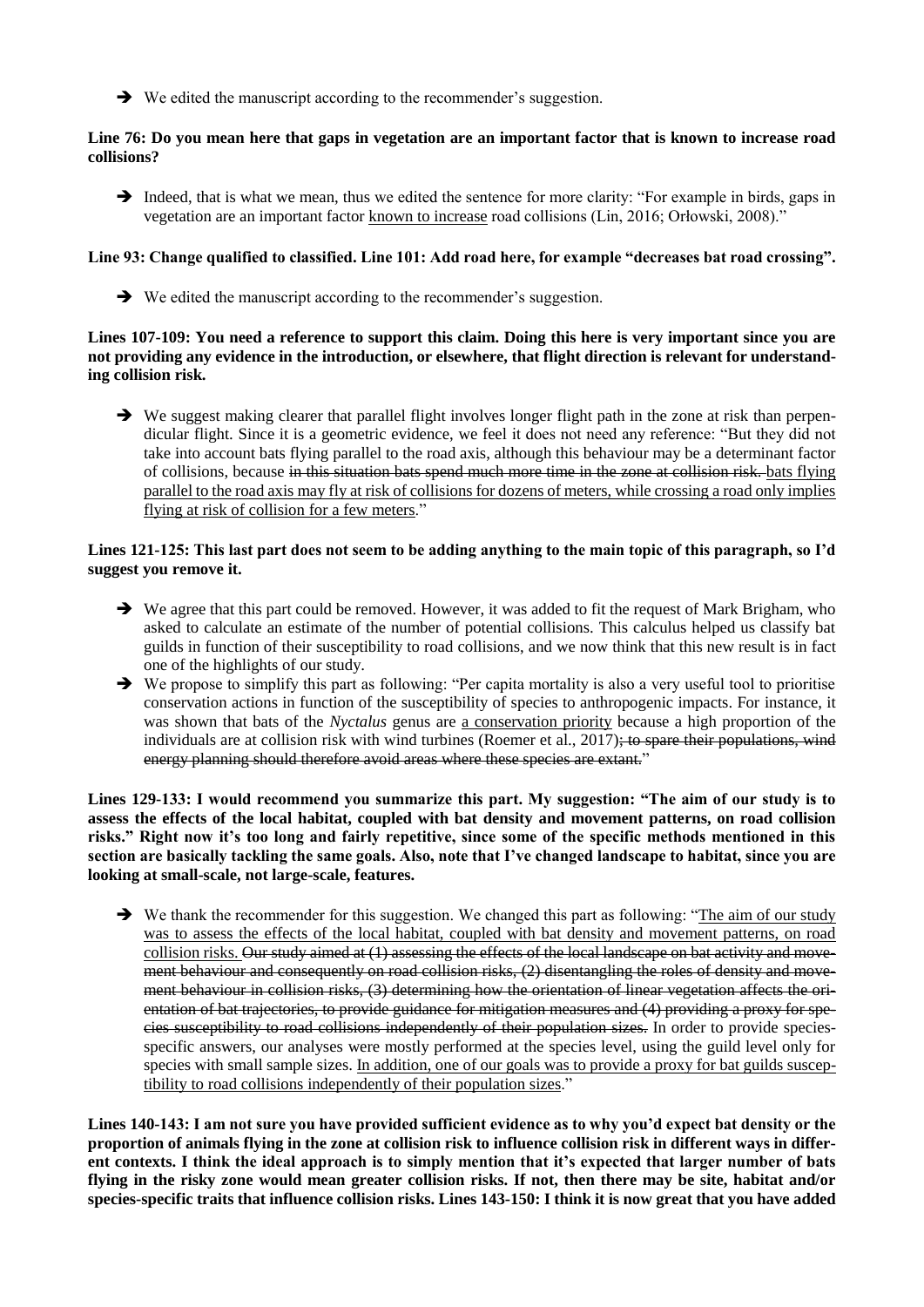➔ We edited the manuscript according to the recommender's suggestion.

**Line 76: Do you mean here that gaps in vegetation are an important factor that is known to increase road collisions?**

➔ Indeed, that is what we mean, thus we edited the sentence for more clarity: "For example in birds, gaps in vegetation are an important factor <u>known to increase</u> road collisions (Lin, 2016; Orłowski, 2008)."

**Line 93: Change qualified to classified. Line 101: Add road here, for example "decreases bat road crossing".**

➔ We edited the manuscript according to the recommender's suggestion.

**Lines 107-109: You need a reference to support this claim. Doing this here is very important since you are not providing any evidence in the introduction, or elsewhere, that flight direction is relevant for understanding collision risk.**

➔ We suggest making clearer that parallel flight involves longer flight path in the zone at risk than perpendicular flight. Since it is a geometric evidence, we feel it does not need any reference: "But they did not take into account bats flying parallel to the road axis, although this behaviour may be a determinant factor of collisions, because ~~in this situation bats spend much more time in the zone at collision risk.~~ <u>bats flying parallel to the road axis may fly at risk of collisions for dozens of meters, while crossing a road only implies flying at risk of collision for a few meters</u>."

**Lines 121-125: This last part does not seem to be adding anything to the main topic of this paragraph, so I'd suggest you remove it.**

➔ We agree that this part could be removed. However, it was added to fit the request of Mark Brigham, who asked to calculate an estimate of the number of potential collisions. This calculus helped us classify bat guilds in function of their susceptibility to road collisions, and we now think that this new result is in fact one of the highlights of our study.

➔ We propose to simplify this part as following: "Per capita mortality is also a very useful tool to prioritise conservation actions in function of the susceptibility of species to anthropogenic impacts. For instance, it was shown that bats of the *Nyctalus* genus are <u>a conservation priority</u> because a high proportion of the individuals are at collision risk with wind turbines (Roemer et al., 2017)~~; to spare their populations, wind energy planning should therefore avoid areas where these species are extant.~~"

**Lines 129-133: I would recommend you summarize this part. My suggestion: "The aim of our study is to assess the effects of the local habitat, coupled with bat density and movement patterns, on road collision risks." Right now it's too long and fairly repetitive, since some of the specific methods mentioned in this section are basically tackling the same goals. Also, note that I've changed landscape to habitat, since you are looking at small-scale, not large-scale, features.**

➔ We thank the recommender for this suggestion. We changed this part as following: "<u>The aim of our study was to assess the effects of the local habitat, coupled with bat density and movement patterns, on road collision risks.</u> ~~Our study aimed at (1) assessing the effects of the local landscape on bat activity and movement behaviour and consequently on road collision risks, (2) disentangling the roles of density and movement behaviour in collision risks, (3) determining how the orientation of linear vegetation affects the orientation of bat trajectories, to provide guidance for mitigation measures and (4) providing a proxy for species susceptibility to road collisions independently of their population sizes.~~ In order to provide species-specific answers, our analyses were mostly performed at the species level, using the guild level only for species with small sample sizes. <u>In addition, one of our goals was to provide a proxy for bat guilds susceptibility to road collisions independently of their population sizes</u>."

**Lines 140-143: I am not sure you have provided sufficient evidence as to why you'd expect bat density or the proportion of animals flying in the zone at collision risk to influence collision risk in different ways in different contexts. I think the ideal approach is to simply mention that it's expected that larger number of bats flying in the risky zone would mean greater collision risks. If not, then there may be site, habitat and/or species-specific traits that influence collision risks. Lines 143-150: I think it is now great that you have added**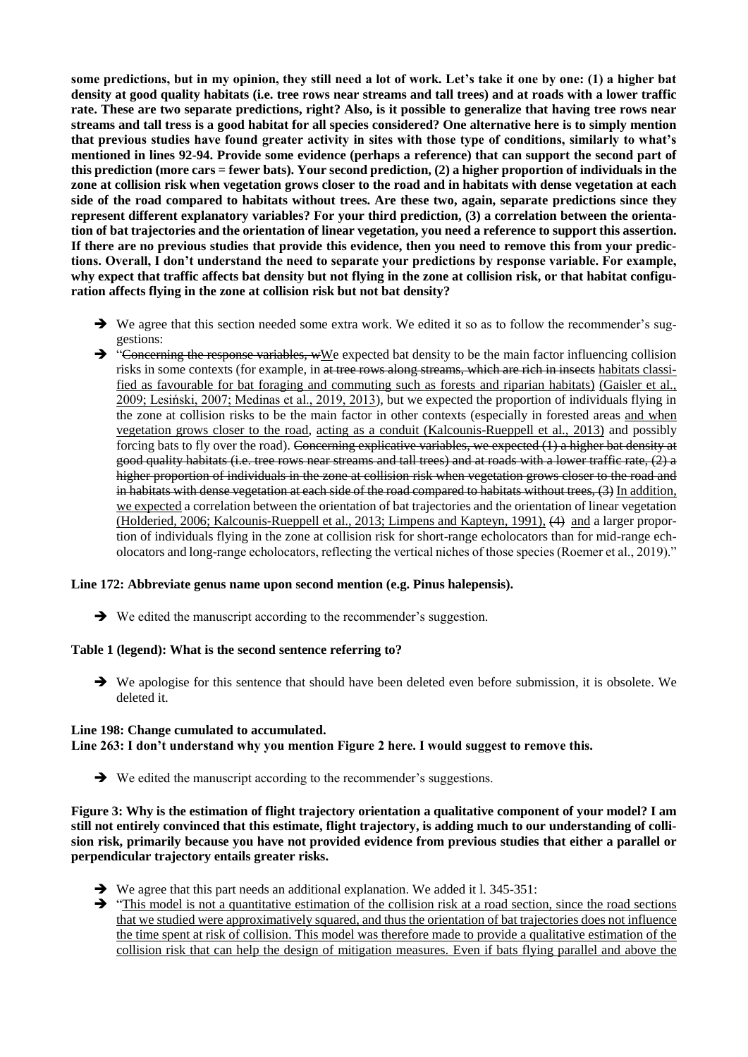**some predictions, but in my opinion, they still need a lot of work. Let's take it one by one: (1) a higher bat density at good quality habitats (i.e. tree rows near streams and tall trees) and at roads with a lower traffic rate. These are two separate predictions, right? Also, is it possible to generalize that having tree rows near streams and tall tress is a good habitat for all species considered? One alternative here is to simply mention that previous studies have found greater activity in sites with those type of conditions, similarly to what's mentioned in lines 92-94. Provide some evidence (perhaps a reference) that can support the second part of this prediction (more cars = fewer bats). Your second prediction, (2) a higher proportion of individuals in the zone at collision risk when vegetation grows closer to the road and in habitats with dense vegetation at each side of the road compared to habitats without trees. Are these two, again, separate predictions since they represent different explanatory variables? For your third prediction, (3) a correlation between the orientation of bat trajectories and the orientation of linear vegetation, you need a reference to support this assertion. If there are no previous studies that provide this evidence, then you need to remove this from your predictions. Overall, I don't understand the need to separate your predictions by response variable. For example, why expect that traffic affects bat density but not flying in the zone at collision risk, or that habitat configuration affects flying in the zone at collision risk but not bat density?**

- ➔ We agree that this section needed some extra work. We edited it so as to follow the recommender's suggestions:
- ➔ "~~Concerning the response variables, w~~We expected bat density to be the main factor influencing collision risks in some contexts (for example, in ~~at tree rows along streams, which are rich in insects~~ habitats classified as favourable for bat foraging and commuting such as forests and riparian habitats) (Gaisler et al., 2009; Lesiński, 2007; Medinas et al., 2019, 2013), but we expected the proportion of individuals flying in the zone at collision risks to be the main factor in other contexts (especially in forested areas and when vegetation grows closer to the road, acting as a conduit (Kalcounis-Rueppell et al., 2013) and possibly forcing bats to fly over the road). ~~Concerning explicative variables, we expected (1) a higher bat density at good quality habitats (i.e. tree rows near streams and tall trees) and at roads with a lower traffic rate, (2) a higher proportion of individuals in the zone at collision risk when vegetation grows closer to the road and in habitats with dense vegetation at each side of the road compared to habitats without trees, (3)~~ In addition, we expected a correlation between the orientation of bat trajectories and the orientation of linear vegetation (Holderied, 2006; Kalcounis-Rueppell et al., 2013; Limpens and Kapteyn, 1991), ~~(4)~~ and a larger proportion of individuals flying in the zone at collision risk for short-range echolocators than for mid-range echolocators and long-range echolocators, reflecting the vertical niches of those species (Roemer et al., 2019)."

**Line 172: Abbreviate genus name upon second mention (e.g. Pinus halepensis).**

- ➔ We edited the manuscript according to the recommender's suggestion.

**Table 1 (legend): What is the second sentence referring to?**

- ➔ We apologise for this sentence that should have been deleted even before submission, it is obsolete. We deleted it.

**Line 198: Change cumulated to accumulated.**
**Line 263: I don't understand why you mention Figure 2 here. I would suggest to remove this.**

- ➔ We edited the manuscript according to the recommender's suggestions.

**Figure 3: Why is the estimation of flight trajectory orientation a qualitative component of your model? I am still not entirely convinced that this estimate, flight trajectory, is adding much to our understanding of collision risk, primarily because you have not provided evidence from previous studies that either a parallel or perpendicular trajectory entails greater risks.**

- ➔ We agree that this part needs an additional explanation. We added it l. 345-351:
- ➔ "This model is not a quantitative estimation of the collision risk at a road section, since the road sections that we studied were approximatively squared, and thus the orientation of bat trajectories does not influence the time spent at risk of collision. This model was therefore made to provide a qualitative estimation of the collision risk that can help the design of mitigation measures. Even if bats flying parallel and above the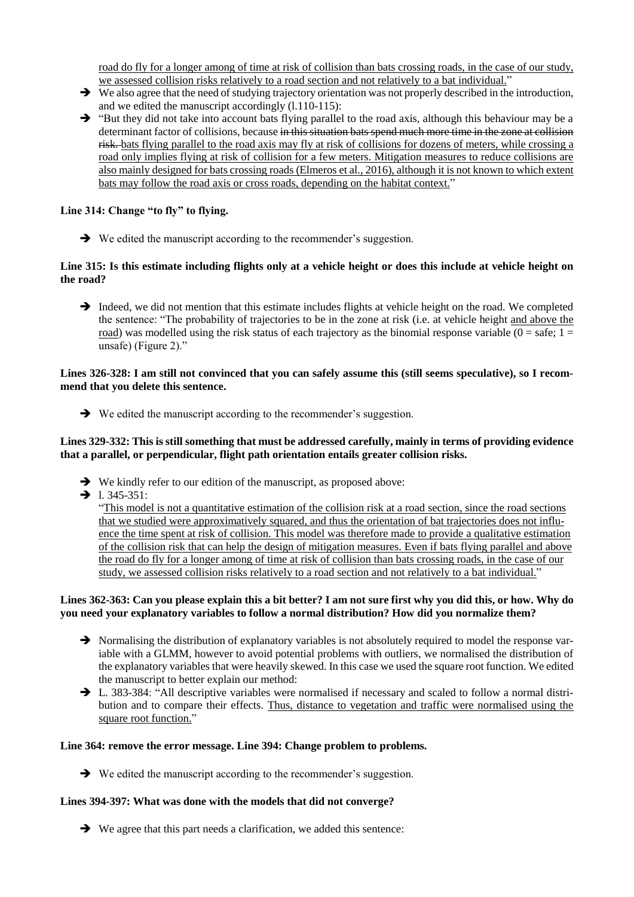road do fly for a longer among of time at risk of collision than bats crossing roads, in the case of our study, we assessed collision risks relatively to a road section and not relatively to a bat individual."

- ➔ We also agree that the need of studying trajectory orientation was not properly described in the introduction, and we edited the manuscript accordingly (l.110-115):
- ➔ "But they did not take into account bats flying parallel to the road axis, although this behaviour may be a determinant factor of collisions, because ~~in this situation bats spend much more time in the zone at collision risk.~~ bats flying parallel to the road axis may fly at risk of collisions for dozens of meters, while crossing a road only implies flying at risk of collision for a few meters. Mitigation measures to reduce collisions are also mainly designed for bats crossing roads (Elmeros et al., 2016), although it is not known to which extent bats may follow the road axis or cross roads, depending on the habitat context."

**Line 314: Change "to fly" to flying.**

- ➔ We edited the manuscript according to the recommender's suggestion.

**Line 315: Is this estimate including flights only at a vehicle height or does this include at vehicle height on the road?**

- ➔ Indeed, we did not mention that this estimate includes flights at vehicle height on the road. We completed the sentence: "The probability of trajectories to be in the zone at risk (i.e. at vehicle height and above the road) was modelled using the risk status of each trajectory as the binomial response variable (0 = safe; 1 = unsafe) (Figure 2)."

**Lines 326-328: I am still not convinced that you can safely assume this (still seems speculative), so I recommend that you delete this sentence.**

- ➔ We edited the manuscript according to the recommender's suggestion.

**Lines 329-332: This is still something that must be addressed carefully, mainly in terms of providing evidence that a parallel, or perpendicular, flight path orientation entails greater collision risks.**

- ➔ We kindly refer to our edition of the manuscript, as proposed above:
- ➔ l. 345-351:
  "This model is not a quantitative estimation of the collision risk at a road section, since the road sections that we studied were approximatively squared, and thus the orientation of bat trajectories does not influence the time spent at risk of collision. This model was therefore made to provide a qualitative estimation of the collision risk that can help the design of mitigation measures. Even if bats flying parallel and above the road do fly for a longer among of time at risk of collision than bats crossing roads, in the case of our study, we assessed collision risks relatively to a road section and not relatively to a bat individual."

**Lines 362-363: Can you please explain this a bit better? I am not sure first why you did this, or how. Why do you need your explanatory variables to follow a normal distribution? How did you normalize them?**

- ➔ Normalising the distribution of explanatory variables is not absolutely required to model the response variable with a GLMM, however to avoid potential problems with outliers, we normalised the distribution of the explanatory variables that were heavily skewed. In this case we used the square root function. We edited the manuscript to better explain our method:
- ➔ L. 383-384: "All descriptive variables were normalised if necessary and scaled to follow a normal distribution and to compare their effects. Thus, distance to vegetation and traffic were normalised using the square root function."

**Line 364: remove the error message. Line 394: Change problem to problems.**

- ➔ We edited the manuscript according to the recommender's suggestion.

**Lines 394-397: What was done with the models that did not converge?**

- ➔ We agree that this part needs a clarification, we added this sentence: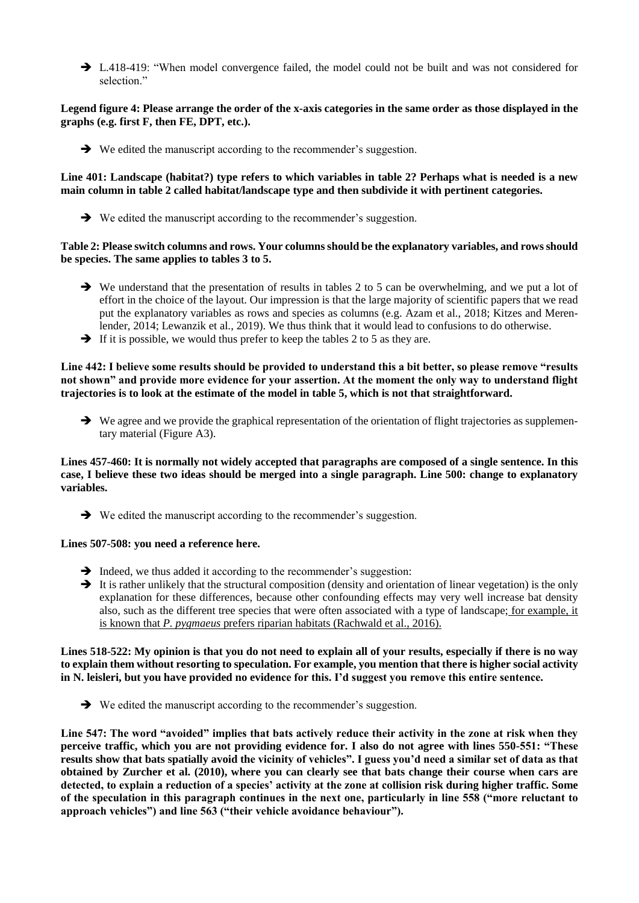- ➔ L.418-419: "When model convergence failed, the model could not be built and was not considered for selection."

**Legend figure 4: Please arrange the order of the x-axis categories in the same order as those displayed in the graphs (e.g. first F, then FE, DPT, etc.).**

- ➔ We edited the manuscript according to the recommender's suggestion.

**Line 401: Landscape (habitat?) type refers to which variables in table 2? Perhaps what is needed is a new main column in table 2 called habitat/landscape type and then subdivide it with pertinent categories.**

- ➔ We edited the manuscript according to the recommender's suggestion.

**Table 2: Please switch columns and rows. Your columns should be the explanatory variables, and rows should be species. The same applies to tables 3 to 5.**

- ➔ We understand that the presentation of results in tables 2 to 5 can be overwhelming, and we put a lot of effort in the choice of the layout. Our impression is that the large majority of scientific papers that we read put the explanatory variables as rows and species as columns (e.g. Azam et al., 2018; Kitzes and Merenlender, 2014; Lewanzik et al., 2019). We thus think that it would lead to confusions to do otherwise.
- ➔ If it is possible, we would thus prefer to keep the tables 2 to 5 as they are.

**Line 442: I believe some results should be provided to understand this a bit better, so please remove "results not shown" and provide more evidence for your assertion. At the moment the only way to understand flight trajectories is to look at the estimate of the model in table 5, which is not that straightforward.**

- ➔ We agree and we provide the graphical representation of the orientation of flight trajectories as supplementary material (Figure A3).

**Lines 457-460: It is normally not widely accepted that paragraphs are composed of a single sentence. In this case, I believe these two ideas should be merged into a single paragraph. Line 500: change to explanatory variables.**

- ➔ We edited the manuscript according to the recommender's suggestion.

**Lines 507-508: you need a reference here.**

- ➔ Indeed, we thus added it according to the recommender's suggestion:
- ➔ It is rather unlikely that the structural composition (density and orientation of linear vegetation) is the only explanation for these differences, because other confounding effects may very well increase bat density also, such as the different tree species that were often associated with a type of landscape; <u>for example, it is known that *P. pygmaeus* prefers riparian habitats (Rachwald et al., 2016).</u>

**Lines 518-522: My opinion is that you do not need to explain all of your results, especially if there is no way to explain them without resorting to speculation. For example, you mention that there is higher social activity in N. leisleri, but you have provided no evidence for this. I'd suggest you remove this entire sentence.**

- ➔ We edited the manuscript according to the recommender's suggestion.

**Line 547: The word "avoided" implies that bats actively reduce their activity in the zone at risk when they perceive traffic, which you are not providing evidence for. I also do not agree with lines 550-551: "These results show that bats spatially avoid the vicinity of vehicles". I guess you'd need a similar set of data as that obtained by Zurcher et al. (2010), where you can clearly see that bats change their course when cars are detected, to explain a reduction of a species' activity at the zone at collision risk during higher traffic. Some of the speculation in this paragraph continues in the next one, particularly in line 558 ("more reluctant to approach vehicles") and line 563 ("their vehicle avoidance behaviour").**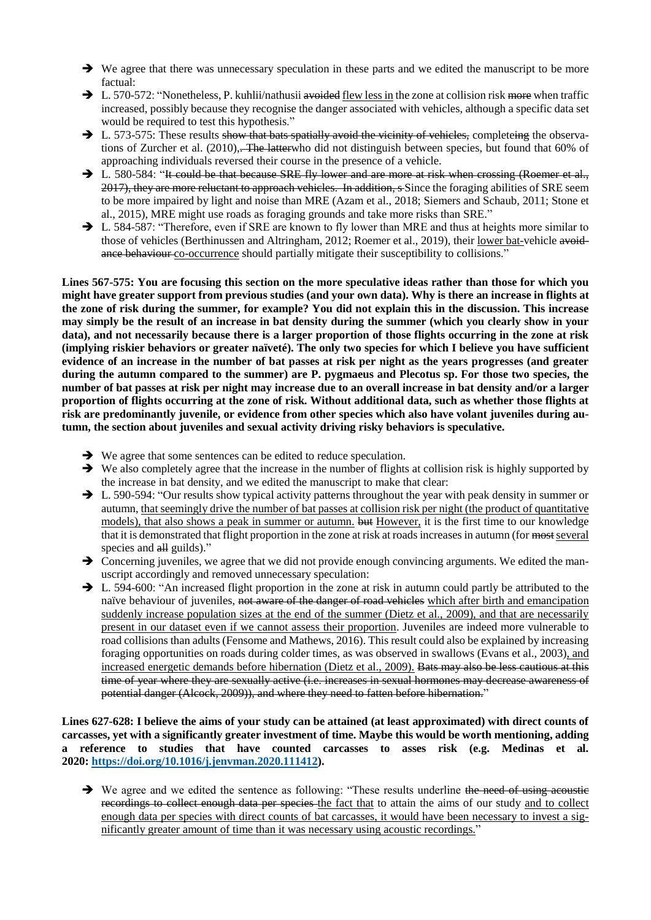- ➔ We agree that there was unnecessary speculation in these parts and we edited the manuscript to be more factual:
- ➔ L. 570-572: "Nonetheless, P. kuhlii/nathusii ~~avoided~~ <u>flew less in</u> the zone at collision risk ~~more~~ when traffic increased, possibly because they recognise the danger associated with vehicles, although a specific data set would be required to test this hypothesis."
- ➔ L. 573-575: These results ~~show that bats spatially avoid the vicinity of vehicles,~~ complete~~ing~~ the observations of Zurcher et al. (2010),~~. The latter~~who did not distinguish between species, but found that 60% of approaching individuals reversed their course in the presence of a vehicle.
- ➔ L. 580-584: "~~It could be that because SRE fly lower and are more at risk when crossing (Roemer et al., 2017), they are more reluctant to approach vehicles. In addition, s~~ Since the foraging abilities of SRE seem to be more impaired by light and noise than MRE (Azam et al., 2018; Siemers and Schaub, 2011; Stone et al., 2015), MRE might use roads as foraging grounds and take more risks than SRE."
- ➔ L. 584-587: "Therefore, even if SRE are known to fly lower than MRE and thus at heights more similar to those of vehicles (Berthinussen and Altringham, 2012; Roemer et al., 2019), their <u>lower bat-</u>vehicle ~~avoidance behaviour~~ <u>co-occurrence</u> should partially mitigate their susceptibility to collisions."

**Lines 567-575: You are focusing this section on the more speculative ideas rather than those for which you might have greater support from previous studies (and your own data). Why is there an increase in flights at the zone of risk during the summer, for example? You did not explain this in the discussion. This increase may simply be the result of an increase in bat density during the summer (which you clearly show in your data), and not necessarily because there is a larger proportion of those flights occurring in the zone at risk (implying riskier behaviors or greater naïveté). The only two species for which I believe you have sufficient evidence of an increase in the number of bat passes at risk per night as the years progresses (and greater during the autumn compared to the summer) are P. pygmaeus and Plecotus sp. For those two species, the number of bat passes at risk per night may increase due to an overall increase in bat density and/or a larger proportion of flights occurring at the zone of risk. Without additional data, such as whether those flights at risk are predominantly juvenile, or evidence from other species which also have volant juveniles during autumn, the section about juveniles and sexual activity driving risky behaviors is speculative.**

- ➔ We agree that some sentences can be edited to reduce speculation.
- ➔ We also completely agree that the increase in the number of flights at collision risk is highly supported by the increase in bat density, and we edited the manuscript to make that clear:
- ➔ L. 590-594: "Our results show typical activity patterns throughout the year with peak density in summer or autumn, <u>that seemingly drive the number of bat passes at collision risk per night (the product of quantitative models), that also shows a peak in summer or autumn.</u> ~~but~~ <u>However,</u> it is the first time to our knowledge that it is demonstrated that flight proportion in the zone at risk at roads increases in autumn (for ~~most~~ <u>several</u> species and ~~all~~ guilds)."
- ➔ Concerning juveniles, we agree that we did not provide enough convincing arguments. We edited the manuscript accordingly and removed unnecessary speculation:
- ➔ L. 594-600: "An increased flight proportion in the zone at risk in autumn could partly be attributed to the naïve behaviour of juveniles, ~~not aware of the danger of road vehicles~~ <u>which after birth and emancipation suddenly increase population sizes at the end of the summer (Dietz et al., 2009), and that are necessarily present in our dataset even if we cannot assess their proportion</u>. Juveniles are indeed more vulnerable to road collisions than adults (Fensome and Mathews, 2016). This result could also be explained by increasing foraging opportunities on roads during colder times, as was observed in swallows (Evans et al., 2003)<u>, and increased energetic demands before hibernation (Dietz et al., 2009).</u> ~~Bats may also be less cautious at this time of year where they are sexually active (i.e. increases in sexual hormones may decrease awareness of potential danger (Alcock, 2009)), and where they need to fatten before hibernation.~~"

**Lines 627-628: I believe the aims of your study can be attained (at least approximated) with direct counts of carcasses, yet with a significantly greater investment of time. Maybe this would be worth mentioning, adding a reference to studies that have counted carcasses to asses risk (e.g. Medinas et al. 2020: https://doi.org/10.1016/j.jenvman.2020.111412).**

- ➔ We agree and we edited the sentence as following: "These results underline ~~the need of using acoustic recordings to collect enough data per species~~ the fact that to attain the aims of our study <u>and to collect enough data per species with direct counts of bat carcasses, it would have been necessary to invest a significantly greater amount of time than it was necessary using acoustic recordings.</u>"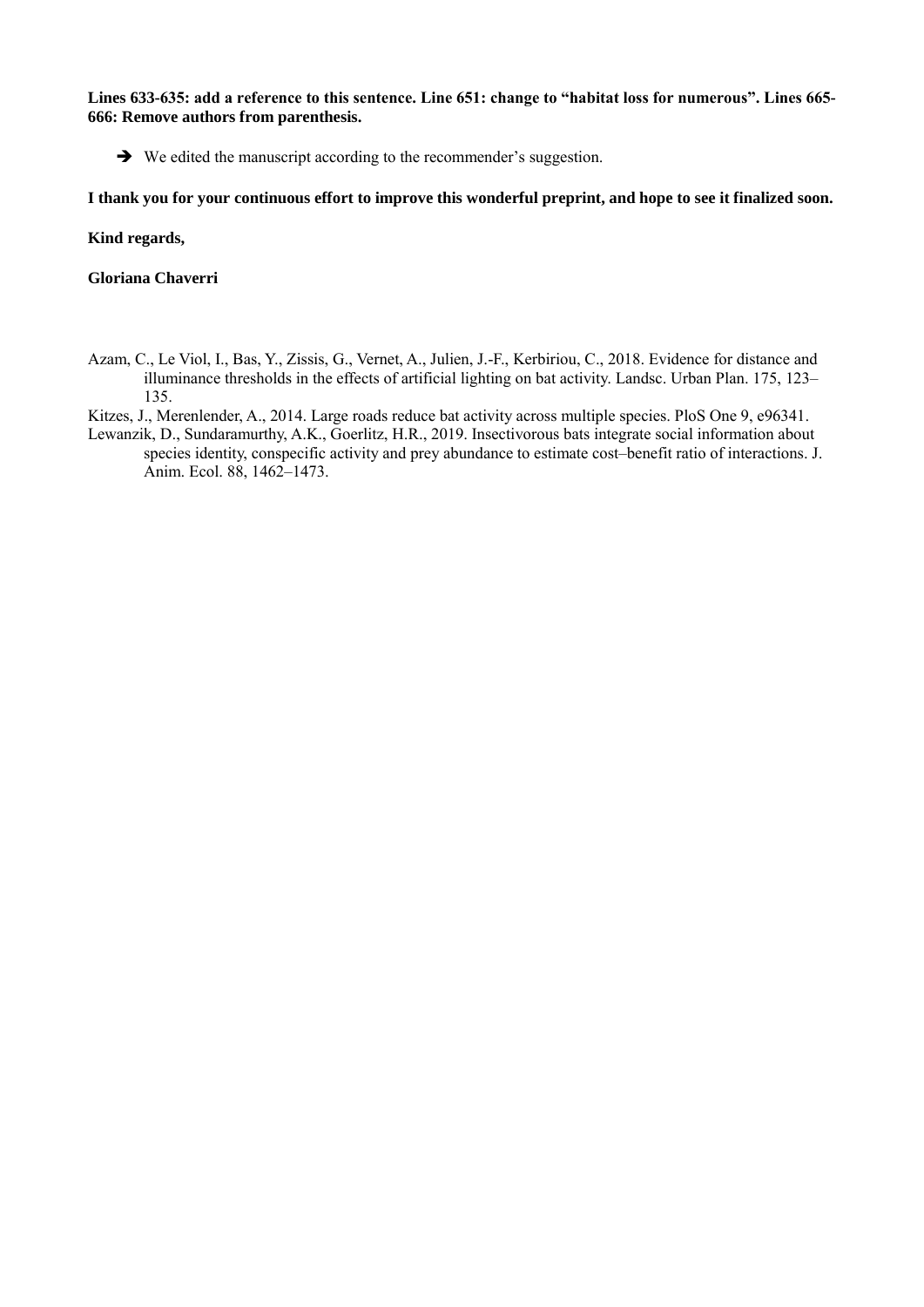**Lines 633-635: add a reference to this sentence. Line 651: change to "habitat loss for numerous". Lines 665-666: Remove authors from parenthesis.**

➔ We edited the manuscript according to the recommender's suggestion.

**I thank you for your continuous effort to improve this wonderful preprint, and hope to see it finalized soon.**

**Kind regards,**

**Gloriana Chaverri**

Azam, C., Le Viol, I., Bas, Y., Zissis, G., Vernet, A., Julien, J.-F., Kerbiriou, C., 2018. Evidence for distance and illuminance thresholds in the effects of artificial lighting on bat activity. Landsc. Urban Plan. 175, 123–135.

Kitzes, J., Merenlender, A., 2014. Large roads reduce bat activity across multiple species. PloS One 9, e96341.

Lewanzik, D., Sundaramurthy, A.K., Goerlitz, H.R., 2019. Insectivorous bats integrate social information about species identity, conspecific activity and prey abundance to estimate cost–benefit ratio of interactions. J. Anim. Ecol. 88, 1462–1473.